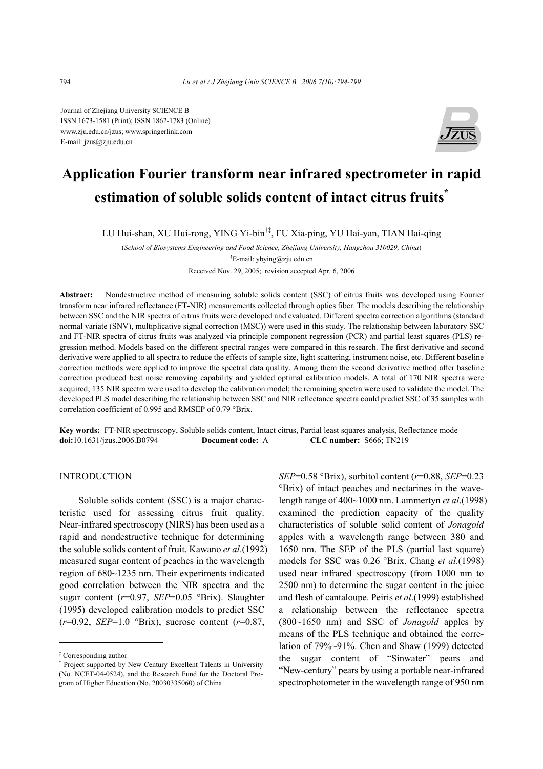Journal of Zhejiang University SCIENCE B
ISSN 1673-1581 (Print); ISSN 1862-1783 (Online)
www.zju.edu.cn/jzus; www.springerlink.com
E-mail: jzus@zju.edu.cn

# Application Fourier transform near infrared spectrometer in rapid estimation of soluble solids content of intact citrus fruits*

LU Hui-shan, XU Hui-rong, YING Yi-bin[†‡], FU Xia-ping, YU Hai-yan, TIAN Hai-qing

(*School of Biosystems Engineering and Food Science, Zhejiang University, Hangzhou 310029, China*)

[†]E-mail: ybying@zju.edu.cn

Received Nov. 29, 2005; revision accepted Apr. 6, 2006

**Abstract:** Nondestructive method of measuring soluble solids content (SSC) of citrus fruits was developed using Fourier transform near infrared reflectance (FT-NIR) measurements collected through optics fiber. The models describing the relationship between SSC and the NIR spectra of citrus fruits were developed and evaluated. Different spectra correction algorithms (standard normal variate (SNV), multiplicative signal correction (MSC)) were used in this study. The relationship between laboratory SSC and FT-NIR spectra of citrus fruits was analyzed via principle component regression (PCR) and partial least squares (PLS) regression method. Models based on the different spectral ranges were compared in this research. The first derivative and second derivative were applied to all spectra to reduce the effects of sample size, light scattering, instrument noise, etc. Different baseline correction methods were applied to improve the spectral data quality. Among them the second derivative method after baseline correction produced best noise removing capability and yielded optimal calibration models. A total of 170 NIR spectra were acquired; 135 NIR spectra were used to develop the calibration model; the remaining spectra were used to validate the model. The developed PLS model describing the relationship between SSC and NIR reflectance spectra could predict SSC of 35 samples with correlation coefficient of 0.995 and RMSEP of 0.79 °Brix.

**Key words:** FT-NIR spectroscopy, Soluble solids content, Intact citrus, Partial least squares analysis, Reflectance mode
**doi:**10.1631/jzus.2006.B0794 **Document code:** A **CLC number:** S666; TN219

## INTRODUCTION

Soluble solids content (SSC) is a major characteristic used for assessing citrus fruit quality. Near-infrared spectroscopy (NIRS) has been used as a rapid and nondestructive technique for determining the soluble solids content of fruit. Kawano *et al*.(1992) measured sugar content of peaches in the wavelength region of 680~1235 nm. Their experiments indicated good correlation between the NIR spectra and the sugar content ($r$=0.97, *SEP*=0.05 °Brix). Slaughter (1995) developed calibration models to predict SSC ($r$=0.92, *SEP*=1.0 °Brix), sucrose content ($r$=0.87, *SEP*=0.58 °Brix), sorbitol content ($r$=0.88, *SEP*=0.23 °Brix) of intact peaches and nectarines in the wavelength range of 400~1000 nm. Lammertyn *et al*.(1998) examined the prediction capacity of the quality characteristics of soluble solid content of *Jonagold* apples with a wavelength range between 380 and 1650 nm. The SEP of the PLS (partial last square) models for SSC was 0.26 °Brix. Chang *et al*.(1998) used near infrared spectroscopy (from 1000 nm to 2500 nm) to determine the sugar content in the juice and flesh of cantaloupe. Peiris *et al*.(1999) established a relationship between the reflectance spectra (800~1650 nm) and SSC of *Jonagold* apples by means of the PLS technique and obtained the correlation of 79%~91%. Chen and Shaw (1999) detected the sugar content of "Sinwater" pears and "New-century" pears by using a portable near-infrared spectrophotometer in the wavelength range of 950 nm

---

‡ Corresponding author

\* Project supported by New Century Excellent Talents in University (No. NCET-04-0524), and the Research Fund for the Doctoral Program of Higher Education (No. 20030335060) of China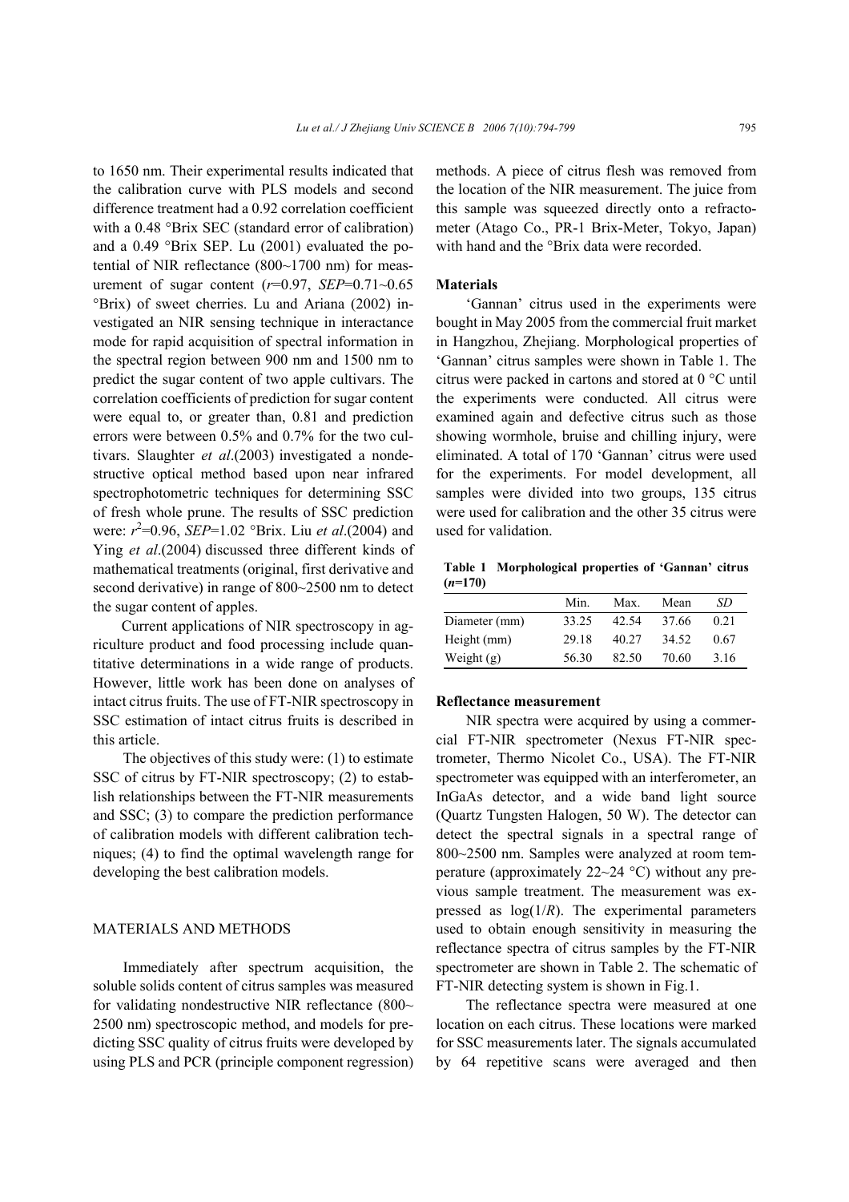to 1650 nm. Their experimental results indicated that the calibration curve with PLS models and second difference treatment had a 0.92 correlation coefficient with a 0.48 °Brix SEC (standard error of calibration) and a 0.49 °Brix SEP. Lu (2001) evaluated the potential of NIR reflectance (800~1700 nm) for measurement of sugar content ($r$=0.97, *SEP*=0.71~0.65 °Brix) of sweet cherries. Lu and Ariana (2002) investigated an NIR sensing technique in interactance mode for rapid acquisition of spectral information in the spectral region between 900 nm and 1500 nm to predict the sugar content of two apple cultivars. The correlation coefficients of prediction for sugar content were equal to, or greater than, 0.81 and prediction errors were between 0.5% and 0.7% for the two cultivars. Slaughter *et al*.(2003) investigated a nondestructive optical method based upon near infrared spectrophotometric techniques for determining SSC of fresh whole prune. The results of SSC prediction were: $r^2$=0.96, *SEP*=1.02 °Brix. Liu *et al*.(2004) and Ying *et al*.(2004) discussed three different kinds of mathematical treatments (original, first derivative and second derivative) in range of 800~2500 nm to detect the sugar content of apples.

Current applications of NIR spectroscopy in agriculture product and food processing include quantitative determinations in a wide range of products. However, little work has been done on analyses of intact citrus fruits. The use of FT-NIR spectroscopy in SSC estimation of intact citrus fruits is described in this article.

The objectives of this study were: (1) to estimate SSC of citrus by FT-NIR spectroscopy; (2) to establish relationships between the FT-NIR measurements and SSC; (3) to compare the prediction performance of calibration models with different calibration techniques; (4) to find the optimal wavelength range for developing the best calibration models.

## MATERIALS AND METHODS

Immediately after spectrum acquisition, the soluble solids content of citrus samples was measured for validating nondestructive NIR reflectance (800~2500 nm) spectroscopic method, and models for predicting SSC quality of citrus fruits were developed by using PLS and PCR (principle component regression) methods. A piece of citrus flesh was removed from the location of the NIR measurement. The juice from this sample was squeezed directly onto a refractometer (Atago Co., PR-1 Brix-Meter, Tokyo, Japan) with hand and the °Brix data were recorded.

### Materials

'Gannan' citrus used in the experiments were bought in May 2005 from the commercial fruit market in Hangzhou, Zhejiang. Morphological properties of 'Gannan' citrus samples were shown in Table 1. The citrus were packed in cartons and stored at 0 °C until the experiments were conducted. All citrus were examined again and defective citrus such as those showing wormhole, bruise and chilling injury, were eliminated. A total of 170 'Gannan' citrus were used for the experiments. For model development, all samples were divided into two groups, 135 citrus were used for calibration and the other 35 citrus were used for validation.

**Table 1 Morphological properties of 'Gannan' citrus ($n$=170)**

| | Min. | Max. | Mean | *SD* |
|---|---|---|---|---|
| Diameter (mm) | 33.25 | 42.54 | 37.66 | 0.21 |
| Height (mm) | 29.18 | 40.27 | 34.52 | 0.67 |
| Weight (g) | 56.30 | 82.50 | 70.60 | 3.16 |

### Reflectance measurement

NIR spectra were acquired by using a commercial FT-NIR spectrometer (Nexus FT-NIR spectrometer, Thermo Nicolet Co., USA). The FT-NIR spectrometer was equipped with an interferometer, an InGaAs detector, and a wide band light source (Quartz Tungsten Halogen, 50 W). The detector can detect the spectral signals in a spectral range of 800~2500 nm. Samples were analyzed at room temperature (approximately 22~24 °C) without any previous sample treatment. The measurement was expressed as $\log(1/R)$. The experimental parameters used to obtain enough sensitivity in measuring the reflectance spectra of citrus samples by the FT-NIR spectrometer are shown in Table 2. The schematic of FT-NIR detecting system is shown in Fig.1.

The reflectance spectra were measured at one location on each citrus. These locations were marked for SSC measurements later. The signals accumulated by 64 repetitive scans were averaged and then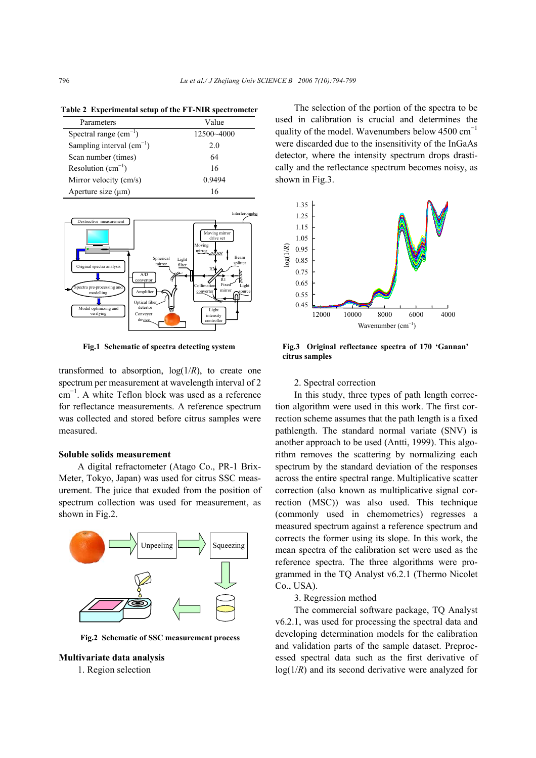**Table 2 Experimental setup of the FT-NIR spectrometer**

| Parameters | Value |
|---|---|
| Spectral range ($cm^{-1}$) | 12500~4000 |
| Sampling interval ($cm^{-1}$) | 2.0 |
| Scan number (times) | 64 |
| Resolution ($cm^{-1}$) | 16 |
| Mirror velocity (cm/s) | 0.9494 |
| Aperture size (μm) | 16 |

**Fig.1 Schematic of spectra detecting system**

transformed to absorption, log(1/*R*), to create one spectrum per measurement at wavelength interval of 2 $cm^{-1}$. A white Teflon block was used as a reference for reflectance measurements. A reference spectrum was collected and stored before citrus samples were measured.

**Soluble solids measurement**

A digital refractometer (Atago Co., PR-1 Brix-Meter, Tokyo, Japan) was used for citrus SSC measurement. The juice that exuded from the position of spectrum collection was used for measurement, as shown in Fig.2.

**Fig.2 Schematic of SSC measurement process**

**Multivariate data analysis**

1. Region selection

The selection of the portion of the spectra to be used in calibration is crucial and determines the quality of the model. Wavenumbers below 4500 $cm^{-1}$ were discarded due to the insensitivity of the InGaAs detector, where the intensity spectrum drops drastically and the reflectance spectrum becomes noisy, as shown in Fig.3.

**Fig.3 Original reflectance spectra of 170 'Gannan' citrus samples**

2. Spectral correction

In this study, three types of path length correction algorithm were used in this work. The first correction scheme assumes that the path length is a fixed pathlength. The standard normal variate (SNV) is another approach to be used (Antti, 1999). This algorithm removes the scattering by normalizing each spectrum by the standard deviation of the responses across the entire spectral range. Multiplicative scatter correction (also known as multiplicative signal correction (MSC)) was also used. This technique (commonly used in chemometrics) regresses a measured spectrum against a reference spectrum and corrects the former using its slope. In this work, the mean spectra of the calibration set were used as the reference spectra. The three algorithms were programmed in the TQ Analyst v6.2.1 (Thermo Nicolet Co., USA).

3. Regression method

The commercial software package, TQ Analyst v6.2.1, was used for processing the spectral data and developing determination models for the calibration and validation parts of the sample dataset. Preprocessed spectral data such as the first derivative of log(1/*R*) and its second derivative were analyzed for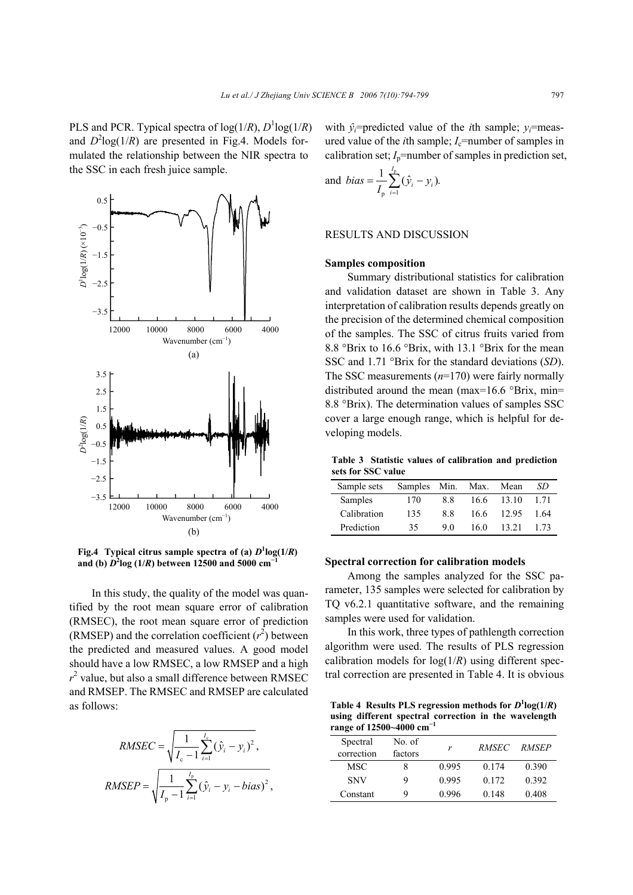PLS and PCR. Typical spectra of log(1/*R*), $D^1$log(1/*R*) and $D^2$log(1/*R*) are presented in Fig.4. Models formulated the relationship between the NIR spectra to the SSC in each fresh juice sample.

**Fig.4 Typical citrus sample spectra of (a) $D^1$log(1/*R*) and (b) $D^2$log (1/*R*) between 12500 and 5000 $cm^{-1}$**

In this study, the quality of the model was quantified by the root mean square error of calibration (RMSEC), the root mean square error of prediction (RMSEP) and the correlation coefficient ($r^2$) between the predicted and measured values. A good model should have a low RMSEC, a low RMSEP and a high $r^2$ value, but also a small difference between RMSEC and RMSEP. The RMSEC and RMSEP are calculated as follows:

$$RMSEC = \sqrt{\frac{1}{I_c - 1}\sum_{i=1}^{I_c}(\hat{y}_i - y_i)^2},$$

$$RMSEP = \sqrt{\frac{1}{I_p - 1}\sum_{i=1}^{I_p}(\hat{y}_i - y_i - bias)^2},$$

with $\hat{y}_i$=predicted value of the *i*th sample; $y_i$=measured value of the *i*th sample; $I_c$=number of samples in calibration set; $I_p$=number of samples in prediction set, and $bias = \frac{1}{I_p}\sum_{i=1}^{I_p}(\hat{y}_i - y_i)$.

## RESULTS AND DISCUSSION

### Samples composition

Summary distributional statistics for calibration and validation dataset are shown in Table 3. Any interpretation of calibration results depends greatly on the precision of the determined chemical composition of the samples. The SSC of citrus fruits varied from 8.8 °Brix to 16.6 °Brix, with 13.1 °Brix for the mean SSC and 1.71 °Brix for the standard deviations (*SD*). The SSC measurements (*n*=170) were fairly normally distributed around the mean (max=16.6 °Brix, min= 8.8 °Brix). The determination values of samples SSC cover a large enough range, which is helpful for developing models.

**Table 3 Statistic values of calibration and prediction sets for SSC value**

| Sample sets | Samples | Min. | Max. | Mean | *SD* |
|---|---|---|---|---|---|
| Samples | 170 | 8.8 | 16.6 | 13.10 | 1.71 |
| Calibration | 135 | 8.8 | 16.6 | 12.95 | 1.64 |
| Prediction | 35 | 9.0 | 16.0 | 13.21 | 1.73 |

### Spectral correction for calibration models

Among the samples analyzed for the SSC parameter, 135 samples were selected for calibration by TQ v6.2.1 quantitative software, and the remaining samples were used for validation.

In this work, three types of pathlength correction algorithm were used. The results of PLS regression calibration models for log(1/*R*) using different spectral correction are presented in Table 4. It is obvious

**Table 4 Results PLS regression methods for $D^1$log(1/*R*) using different spectral correction in the wavelength range of 12500~4000 $cm^{-1}$**

| Spectral correction | No. of factors | *r* | *RMSEC* | *RMSEP* |
|---|---|---|---|---|
| MSC | 8 | 0.995 | 0.174 | 0.390 |
| SNV | 9 | 0.995 | 0.172 | 0.392 |
| Constant | 9 | 0.996 | 0.148 | 0.408 |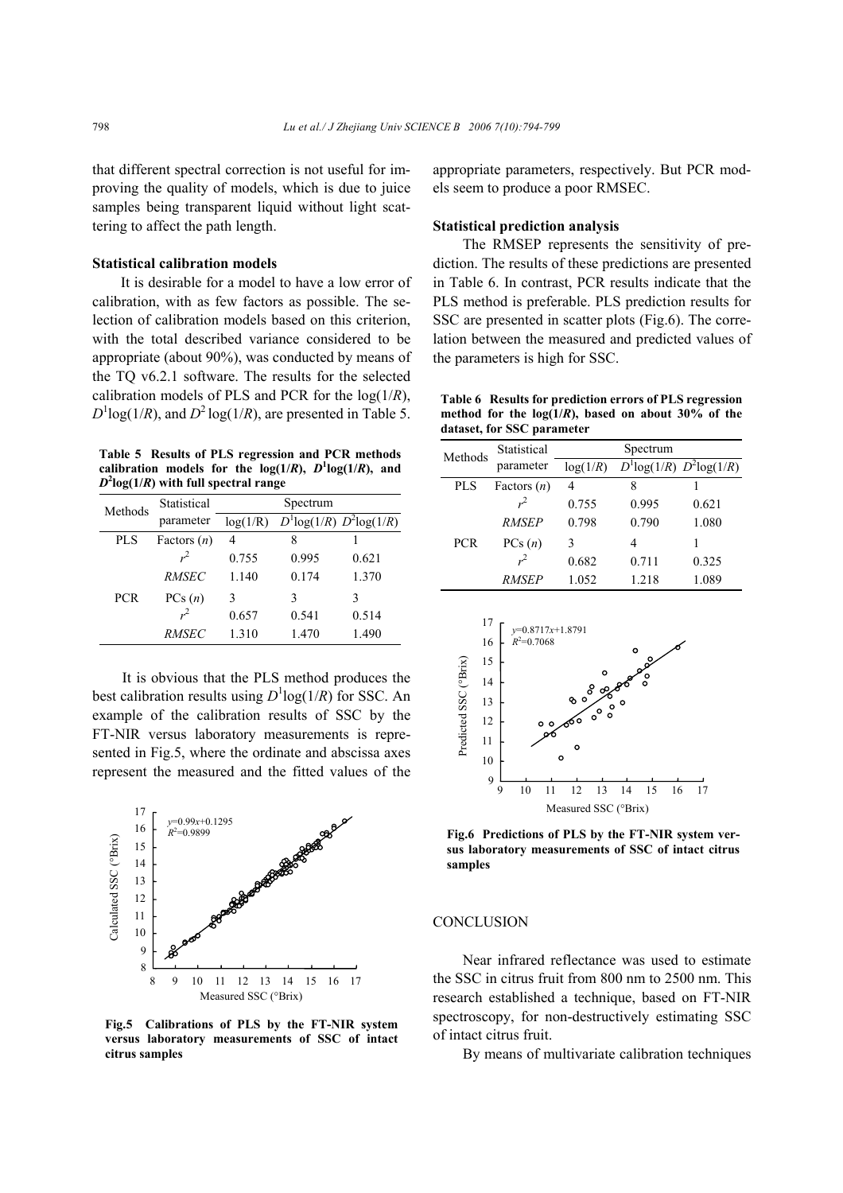that different spectral correction is not useful for improving the quality of models, which is due to juice samples being transparent liquid without light scattering to affect the path length.

### Statistical calibration models

It is desirable for a model to have a low error of calibration, with as few factors as possible. The selection of calibration models based on this criterion, with the total described variance considered to be appropriate (about 90%), was conducted by means of the TQ v6.2.1 software. The results for the selected calibration models of PLS and PCR for the log(1/*R*), $D^1$log(1/*R*), and $D^2$ log(1/*R*), are presented in Table 5.

**Table 5 Results of PLS regression and PCR methods calibration models for the log(1/*R*), $D^1$log(1/*R*), and $D^2$log(1/*R*) with full spectral range**

| Methods | Statistical parameter | Spectrum | | |
|---|---|---|---|---|
| | | log(1/*R*) | $D^1$log(1/*R*) | $D^2$log(1/*R*) |
| PLS | Factors (*n*) | 4 | 8 | 1 |
| | $r^2$ | 0.755 | 0.995 | 0.621 |
| | *RMSEC* | 1.140 | 0.174 | 1.370 |
| PCR | PCs (*n*) | 3 | 3 | 3 |
| | $r^2$ | 0.657 | 0.541 | 0.514 |
| | *RMSEC* | 1.310 | 1.470 | 1.490 |

It is obvious that the PLS method produces the best calibration results using $D^1$log(1/*R*) for SSC. An example of the calibration results of SSC by the FT-NIR versus laboratory measurements is represented in Fig.5, where the ordinate and abscissa axes represent the measured and the fitted values of the appropriate parameters, respectively. But PCR models seem to produce a poor RMSEC.

**Fig.5 Calibrations of PLS by the FT-NIR system versus laboratory measurements of SSC of intact citrus samples**

### Statistical prediction analysis

The RMSEP represents the sensitivity of prediction. The results of these predictions are presented in Table 6. In contrast, PCR results indicate that the PLS method is preferable. PLS prediction results for SSC are presented in scatter plots (Fig.6). The correlation between the measured and predicted values of the parameters is high for SSC.

**Table 6 Results for prediction errors of PLS regression method for the log(1/*R*), based on about 30% of the dataset, for SSC parameter**

| Methods | Statistical parameter | Spectrum | | |
|---|---|---|---|---|
| | | log(1/*R*) | $D^1$log(1/*R*) | $D^2$log(1/*R*) |
| PLS | Factors (*n*) | 4 | 8 | 1 |
| | $r^2$ | 0.755 | 0.995 | 0.621 |
| | *RMSEP* | 0.798 | 0.790 | 1.080 |
| PCR | PCs (*n*) | 3 | 4 | 1 |
| | $r^2$ | 0.682 | 0.711 | 0.325 |
| | *RMSEP* | 1.052 | 1.218 | 1.089 |

**Fig.6 Predictions of PLS by the FT-NIR system versus laboratory measurements of SSC of intact citrus samples**

## CONCLUSION

Near infrared reflectance was used to estimate the SSC in citrus fruit from 800 nm to 2500 nm. This research established a technique, based on FT-NIR spectroscopy, for non-destructively estimating SSC of intact citrus fruit.

By means of multivariate calibration techniques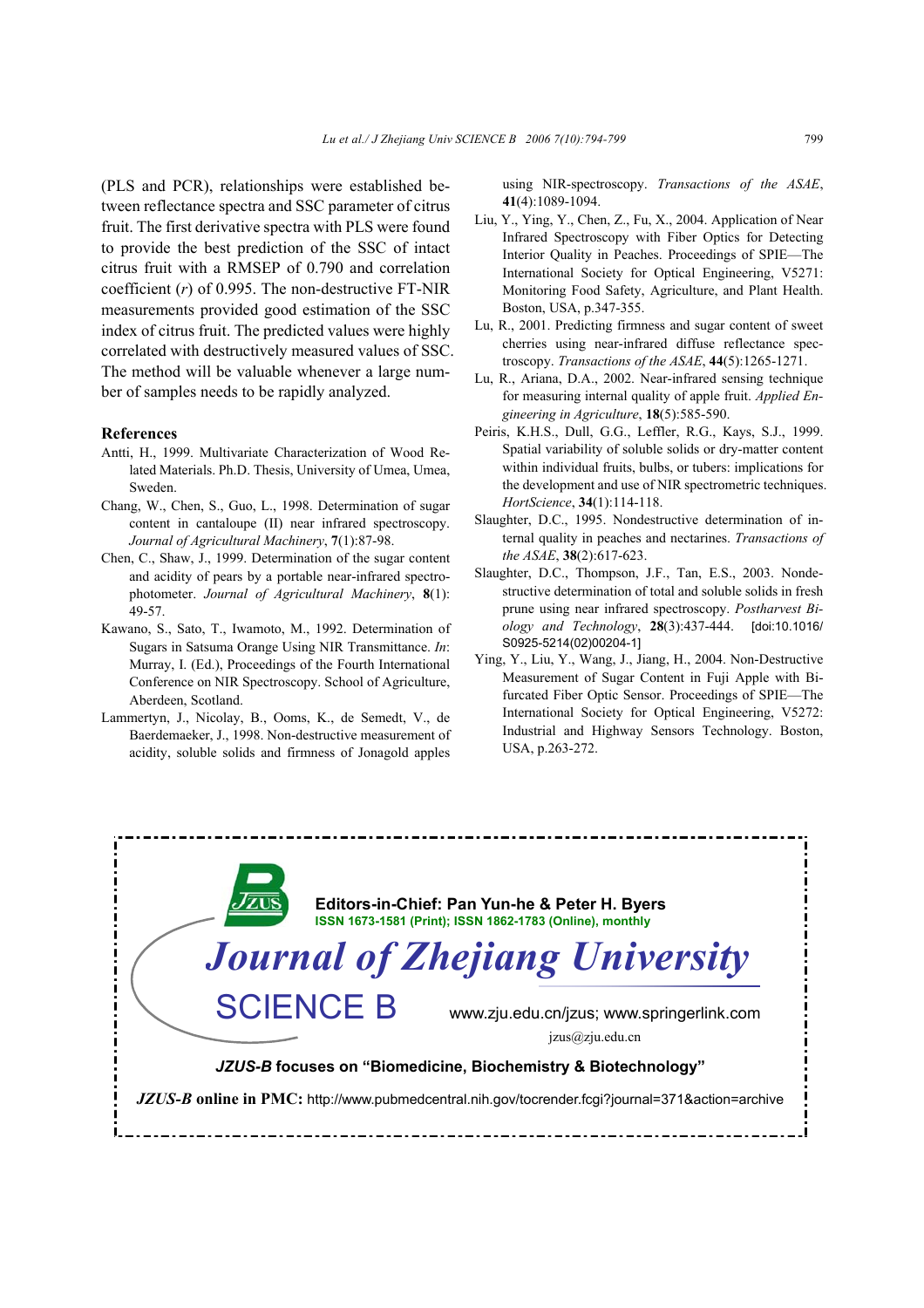(PLS and PCR), relationships were established between reflectance spectra and SSC parameter of citrus fruit. The first derivative spectra with PLS were found to provide the best prediction of the SSC of intact citrus fruit with a RMSEP of 0.790 and correlation coefficient ($r$) of 0.995. The non-destructive FT-NIR measurements provided good estimation of the SSC index of citrus fruit. The predicted values were highly correlated with destructively measured values of SSC. The method will be valuable whenever a large number of samples needs to be rapidly analyzed.

## References

Antti, H., 1999. Multivariate Characterization of Wood Related Materials. Ph.D. Thesis, University of Umea, Umea, Sweden.

Chang, W., Chen, S., Guo, L., 1998. Determination of sugar content in cantaloupe (II) near infrared spectroscopy. *Journal of Agricultural Machinery*, **7**(1):87-98.

Chen, C., Shaw, J., 1999. Determination of the sugar content and acidity of pears by a portable near-infrared spectrophotometer. *Journal of Agricultural Machinery*, **8**(1): 49-57.

Kawano, S., Sato, T., Iwamoto, M., 1992. Determination of Sugars in Satsuma Orange Using NIR Transmittance. *In*: Murray, I. (Ed.), Proceedings of the Fourth International Conference on NIR Spectroscopy. School of Agriculture, Aberdeen, Scotland.

Lammertyn, J., Nicolay, B., Ooms, K., de Semedt, V., de Baerdemaeker, J., 1998. Non-destructive measurement of acidity, soluble solids and firmness of Jonagold apples using NIR-spectroscopy. *Transactions of the ASAE*, **41**(4):1089-1094.

Liu, Y., Ying, Y., Chen, Z., Fu, X., 2004. Application of Near Infrared Spectroscopy with Fiber Optics for Detecting Interior Quality in Peaches. Proceedings of SPIE—The International Society for Optical Engineering, V5271: Monitoring Food Safety, Agriculture, and Plant Health. Boston, USA, p.347-355.

Lu, R., 2001. Predicting firmness and sugar content of sweet cherries using near-infrared diffuse reflectance spectroscopy. *Transactions of the ASAE*, **44**(5):1265-1271.

Lu, R., Ariana, D.A., 2002. Near-infrared sensing technique for measuring internal quality of apple fruit. *Applied Engineering in Agriculture*, **18**(5):585-590.

Peiris, K.H.S., Dull, G.G., Leffler, R.G., Kays, S.J., 1999. Spatial variability of soluble solids or dry-matter content within individual fruits, bulbs, or tubers: implications for the development and use of NIR spectrometric techniques. *HortScience*, **34**(1):114-118.

Slaughter, D.C., 1995. Nondestructive determination of internal quality in peaches and nectarines. *Transactions of the ASAE*, **38**(2):617-623.

Slaughter, D.C., Thompson, J.F., Tan, E.S., 2003. Nondestructive determination of total and soluble solids in fresh prune using near infrared spectroscopy. *Postharvest Biology and Technology*, **28**(3):437-444. [doi:10.1016/S0925-5214(02)00204-1]

Ying, Y., Liu, Y., Wang, J., Jiang, H., 2004. Non-Destructive Measurement of Sugar Content in Fuji Apple with Bifurcated Fiber Optic Sensor. Proceedings of SPIE—The International Society for Optical Engineering, V5272: Industrial and Highway Sensors Technology. Boston, USA, p.263-272.

---

**Editors-in-Chief: Pan Yun-he & Peter H. Byers**
**ISSN 1673-1581 (Print); ISSN 1862-1783 (Online), monthly**

***Journal of Zhejiang University***
SCIENCE B

www.zju.edu.cn/jzus; www.springerlink.com
jzus@zju.edu.cn

***JZUS-B*** **focuses on "Biomedicine, Biochemistry & Biotechnology"**

***JZUS-B*** **online in PMC:** http://www.pubmedcentral.nih.gov/tocrender.fcgi?journal=371&action=archive